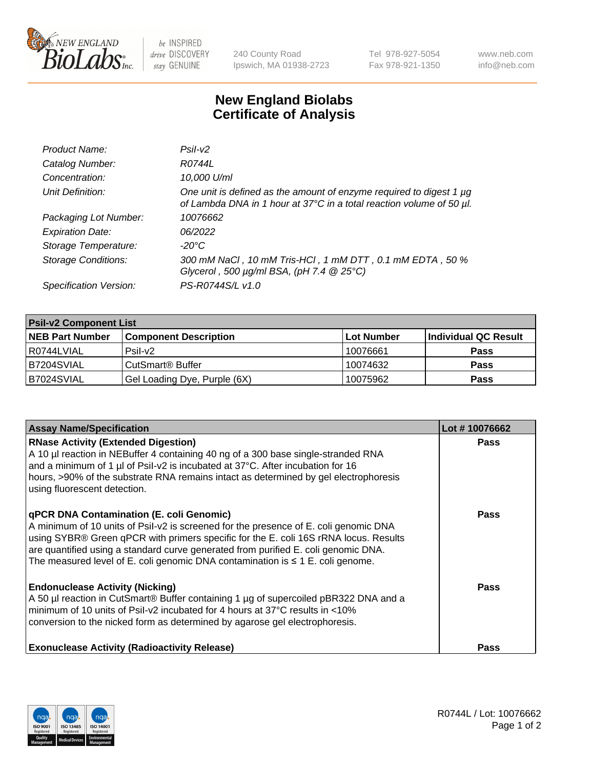# New England Biolabs Certificate of Analysis

| | |
|---|---|
| *Product Name:* | *PsiI-v2* |
| *Catalog Number:* | *R0744L* |
| *Concentration:* | *10,000 U/ml* |
| *Unit Definition:* | *One unit is defined as the amount of enzyme required to digest 1 µg of Lambda DNA in 1 hour at 37°C in a total reaction volume of 50 µl.* |
| *Packaging Lot Number:* | *10076662* |
| *Expiration Date:* | *06/2022* |
| *Storage Temperature:* | *-20°C* |
| *Storage Conditions:* | *300 mM NaCl , 10 mM Tris-HCl , 1 mM DTT , 0.1 mM EDTA , 50 % Glycerol , 500 µg/ml BSA, (pH 7.4 @ 25°C)* |
| *Specification Version:* | *PS-R0744S/L v1.0* |

| **PsiI-v2 Component List** | | | |
|---|---|---|---|
| **NEB Part Number** | **Component Description** | **Lot Number** | **Individual QC Result** |
| R0744LVIAL | PsiI-v2 | 10076661 | **Pass** |
| B7204SVIAL | CutSmart® Buffer | 10074632 | **Pass** |
| B7024SVIAL | Gel Loading Dye, Purple (6X) | 10075962 | **Pass** |

| Assay Name/Specification | Lot # 10076662 |
|---|---|
| **RNase Activity (Extended Digestion)**<br>A 10 µl reaction in NEBuffer 4 containing 40 ng of a 300 base single-stranded RNA and a minimum of 1 µl of PsiI-v2 is incubated at 37°C. After incubation for 16 hours, >90% of the substrate RNA remains intact as determined by gel electrophoresis using fluorescent detection. | **Pass** |
| **qPCR DNA Contamination (E. coli Genomic)**<br>A minimum of 10 units of PsiI-v2 is screened for the presence of E. coli genomic DNA using SYBR® Green qPCR with primers specific for the E. coli 16S rRNA locus. Results are quantified using a standard curve generated from purified E. coli genomic DNA. The measured level of E. coli genomic DNA contamination is ≤ 1 E. coli genome. | **Pass** |
| **Endonuclease Activity (Nicking)**<br>A 50 µl reaction in CutSmart® Buffer containing 1 µg of supercoiled pBR322 DNA and a minimum of 10 units of PsiI-v2 incubated for 4 hours at 37°C results in <10% conversion to the nicked form as determined by agarose gel electrophoresis. | **Pass** |
| **Exonuclease Activity (Radioactivity Release)** | **Pass** |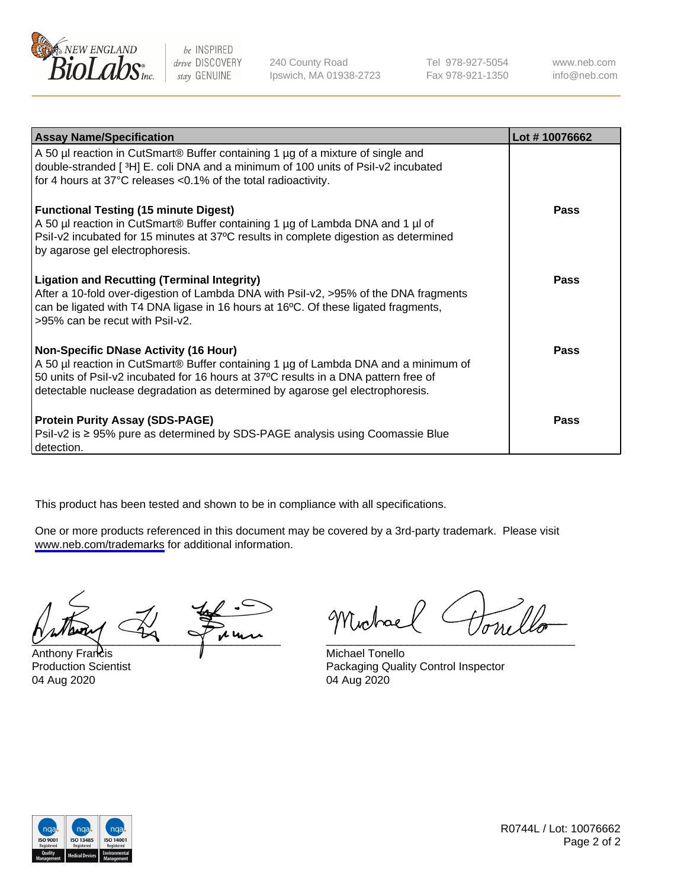| Assay Name/Specification | Lot # 10076662 |
|---|---|
| A 50 µl reaction in CutSmart® Buffer containing 1 µg of a mixture of single and double-stranded [ $^3$H] E. coli DNA and a minimum of 100 units of PsiI-v2 incubated for 4 hours at 37°C releases <0.1% of the total radioactivity. | |
| **Functional Testing (15 minute Digest)**<br>A 50 µl reaction in CutSmart® Buffer containing 1 µg of Lambda DNA and 1 µl of PsiI-v2 incubated for 15 minutes at 37ºC results in complete digestion as determined by agarose gel electrophoresis. | **Pass** |
| **Ligation and Recutting (Terminal Integrity)**<br>After a 10-fold over-digestion of Lambda DNA with PsiI-v2, >95% of the DNA fragments can be ligated with T4 DNA ligase in 16 hours at 16ºC. Of these ligated fragments, >95% can be recut with PsiI-v2. | **Pass** |
| **Non-Specific DNase Activity (16 Hour)**<br>A 50 µl reaction in CutSmart® Buffer containing 1 µg of Lambda DNA and a minimum of 50 units of PsiI-v2 incubated for 16 hours at 37ºC results in a DNA pattern free of detectable nuclease degradation as determined by agarose gel electrophoresis. | **Pass** |
| **Protein Purity Assay (SDS-PAGE)**<br>PsiI-v2 is ≥ 95% pure as determined by SDS-PAGE analysis using Coomassie Blue detection. | **Pass** |

This product has been tested and shown to be in compliance with all specifications.

One or more products referenced in this document may be covered by a 3rd-party trademark. Please visit www.neb.com/trademarks for additional information.

Anthony Francis
Production Scientist
04 Aug 2020

Michael Tonello
Packaging Quality Control Inspector
04 Aug 2020

R0744L / Lot: 10076662